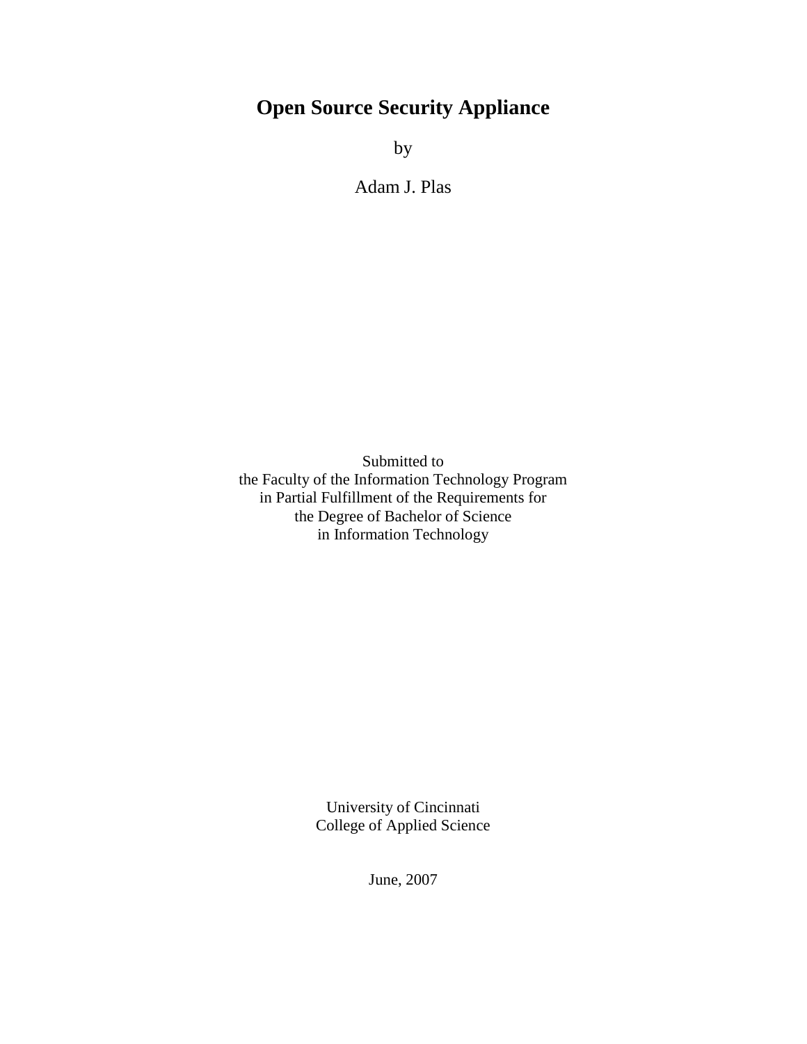# Open Source Security Appliance

by

Adam J. Plas

Submitted to
the Faculty of the Information Technology Program
in Partial Fulfillment of the Requirements for
the Degree of Bachelor of Science
in Information Technology

University of Cincinnati
College of Applied Science

June, 2007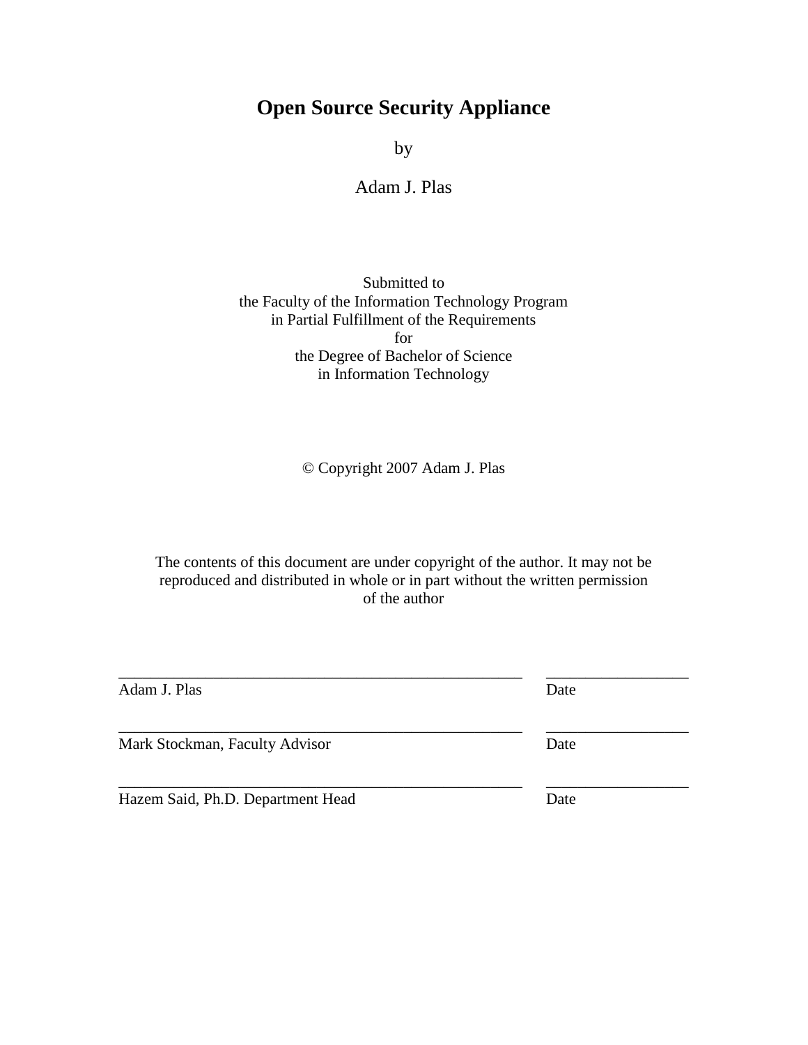# Open Source Security Appliance

by

Adam J. Plas

Submitted to
the Faculty of the Information Technology Program
in Partial Fulfillment of the Requirements
for
the Degree of Bachelor of Science
in Information Technology

© Copyright 2007 Adam J. Plas

The contents of this document are under copyright of the author. It may not be reproduced and distributed in whole or in part without the written permission of the author

\_\_\_\_\_\_\_\_\_\_\_\_\_\_\_\_\_\_\_\_\_\_\_\_\_\_\_\_\_\_\_\_\_\_\_\_\_\_\_\_\_\_\_\_ \_\_\_\_\_\_\_\_\_\_\_\_\_\_\_\_
Adam J. Plas Date

\_\_\_\_\_\_\_\_\_\_\_\_\_\_\_\_\_\_\_\_\_\_\_\_\_\_\_\_\_\_\_\_\_\_\_\_\_\_\_\_\_\_\_\_ \_\_\_\_\_\_\_\_\_\_\_\_\_\_\_\_
Mark Stockman, Faculty Advisor Date

\_\_\_\_\_\_\_\_\_\_\_\_\_\_\_\_\_\_\_\_\_\_\_\_\_\_\_\_\_\_\_\_\_\_\_\_\_\_\_\_\_\_\_\_ \_\_\_\_\_\_\_\_\_\_\_\_\_\_\_\_
Hazem Said, Ph.D. Department Head Date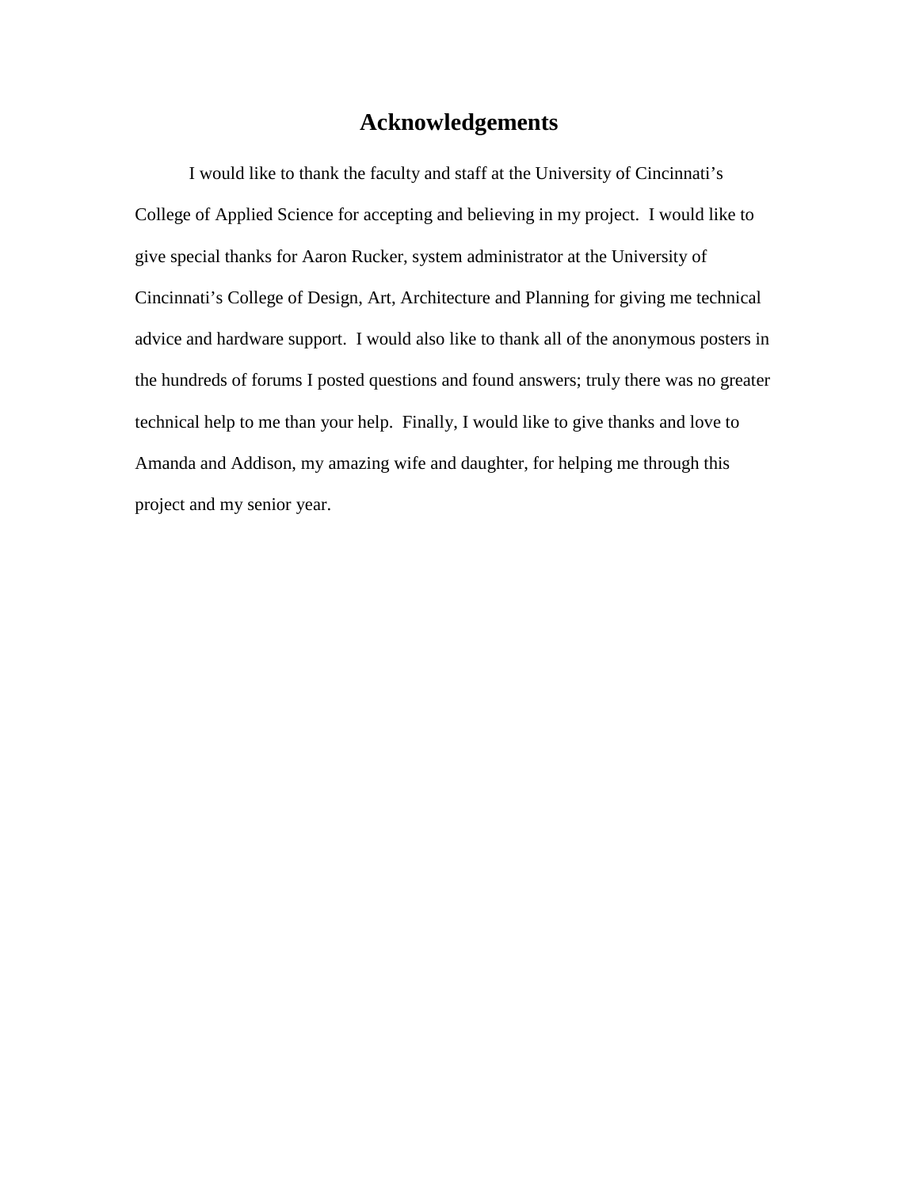# Acknowledgements

I would like to thank the faculty and staff at the University of Cincinnati's College of Applied Science for accepting and believing in my project. I would like to give special thanks for Aaron Rucker, system administrator at the University of Cincinnati's College of Design, Art, Architecture and Planning for giving me technical advice and hardware support. I would also like to thank all of the anonymous posters in the hundreds of forums I posted questions and found answers; truly there was no greater technical help to me than your help. Finally, I would like to give thanks and love to Amanda and Addison, my amazing wife and daughter, for helping me through this project and my senior year.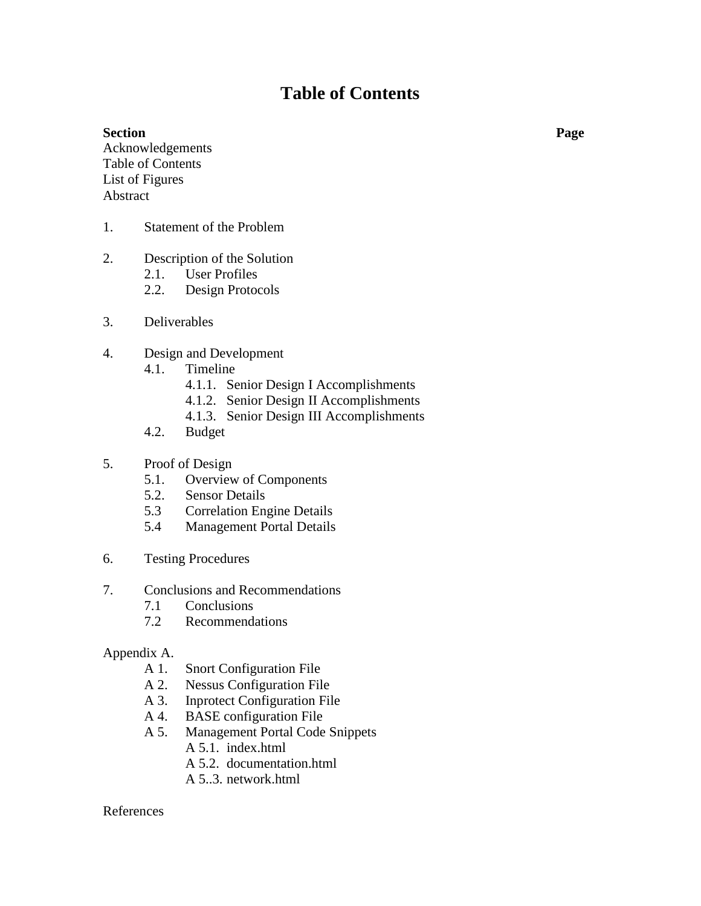# Table of Contents

**Section** **Page**

Acknowledgements
Table of Contents
List of Figures
Abstract

1. Statement of the Problem

2. Description of the Solution
    - 2.1. User Profiles
    - 2.2. Design Protocols

3. Deliverables

4. Design and Development
    - 4.1. Timeline
        - 4.1.1. Senior Design I Accomplishments
        - 4.1.2. Senior Design II Accomplishments
        - 4.1.3. Senior Design III Accomplishments
    - 4.2. Budget

5. Proof of Design
    - 5.1. Overview of Components
    - 5.2. Sensor Details
    - 5.3 Correlation Engine Details
    - 5.4 Management Portal Details

6. Testing Procedures

7. Conclusions and Recommendations
    - 7.1 Conclusions
    - 7.2 Recommendations

Appendix A.
- A 1. Snort Configuration File
- A 2. Nessus Configuration File
- A 3. Inprotect Configuration File
- A 4. BASE configuration File
- A 5. Management Portal Code Snippets
    - A 5.1. index.html
    - A 5.2. documentation.html
    - A 5..3. network.html

References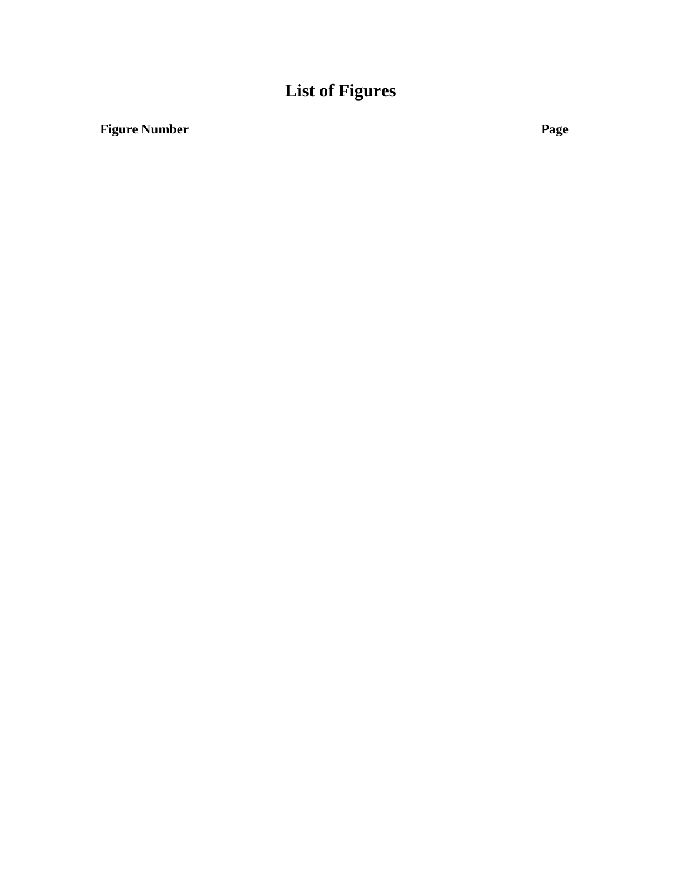# List of Figures

**Figure Number** **Page**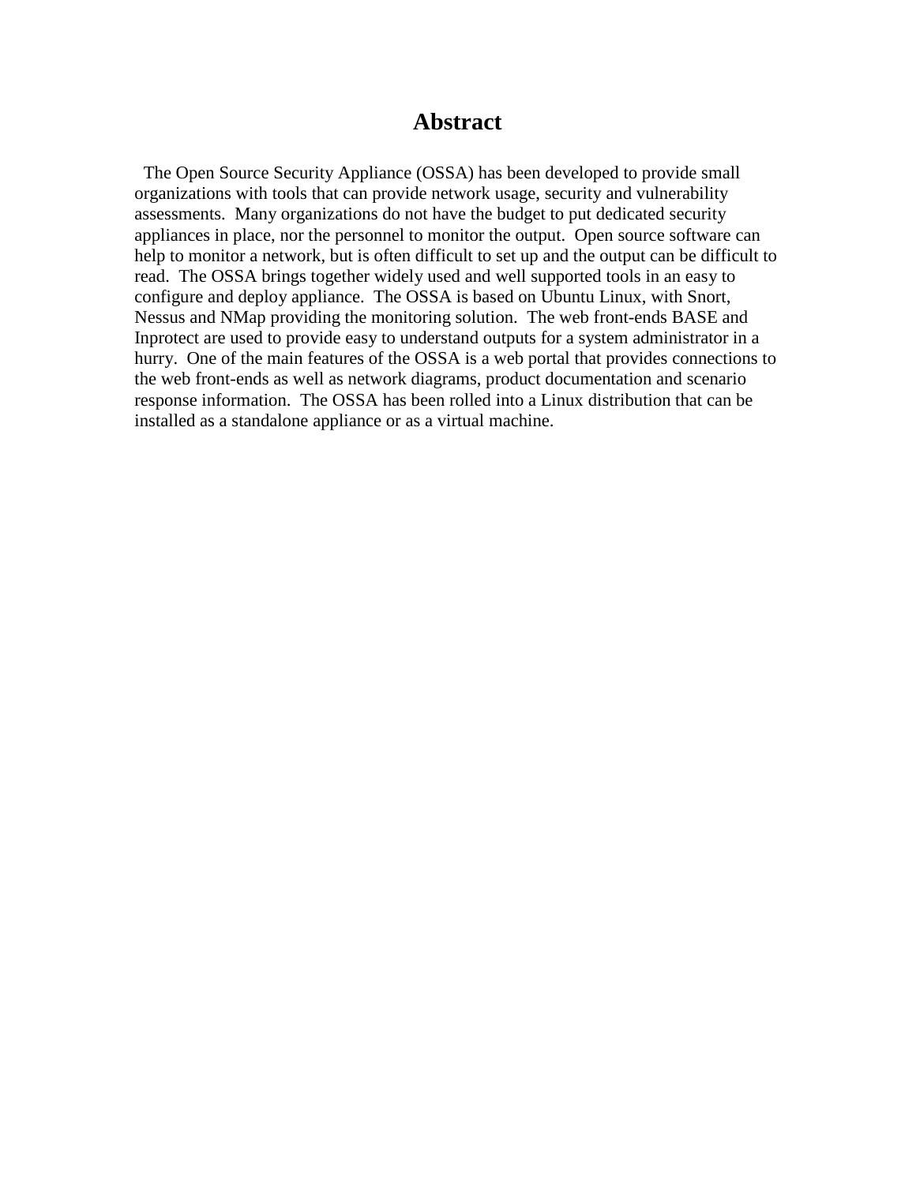# Abstract

The Open Source Security Appliance (OSSA) has been developed to provide small organizations with tools that can provide network usage, security and vulnerability assessments. Many organizations do not have the budget to put dedicated security appliances in place, nor the personnel to monitor the output. Open source software can help to monitor a network, but is often difficult to set up and the output can be difficult to read. The OSSA brings together widely used and well supported tools in an easy to configure and deploy appliance. The OSSA is based on Ubuntu Linux, with Snort, Nessus and NMap providing the monitoring solution. The web front-ends BASE and Inprotect are used to provide easy to understand outputs for a system administrator in a hurry. One of the main features of the OSSA is a web portal that provides connections to the web front-ends as well as network diagrams, product documentation and scenario response information. The OSSA has been rolled into a Linux distribution that can be installed as a standalone appliance or as a virtual machine.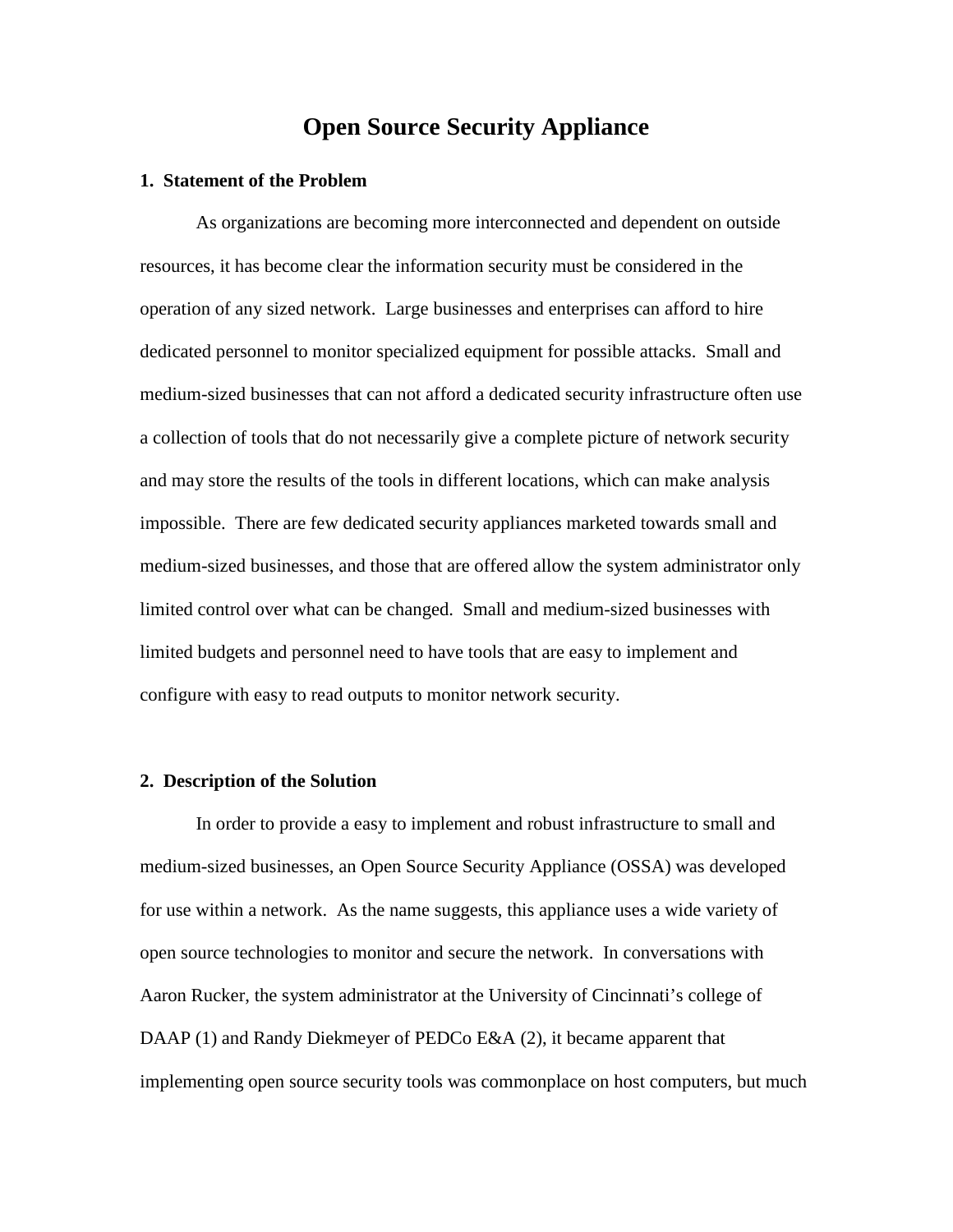# Open Source Security Appliance

## 1. Statement of the Problem

As organizations are becoming more interconnected and dependent on outside resources, it has become clear the information security must be considered in the operation of any sized network. Large businesses and enterprises can afford to hire dedicated personnel to monitor specialized equipment for possible attacks. Small and medium-sized businesses that can not afford a dedicated security infrastructure often use a collection of tools that do not necessarily give a complete picture of network security and may store the results of the tools in different locations, which can make analysis impossible. There are few dedicated security appliances marketed towards small and medium-sized businesses, and those that are offered allow the system administrator only limited control over what can be changed. Small and medium-sized businesses with limited budgets and personnel need to have tools that are easy to implement and configure with easy to read outputs to monitor network security.

## 2. Description of the Solution

In order to provide a easy to implement and robust infrastructure to small and medium-sized businesses, an Open Source Security Appliance (OSSA) was developed for use within a network. As the name suggests, this appliance uses a wide variety of open source technologies to monitor and secure the network. In conversations with Aaron Rucker, the system administrator at the University of Cincinnati's college of DAAP (1) and Randy Diekmeyer of PEDCo E&A (2), it became apparent that implementing open source security tools was commonplace on host computers, but much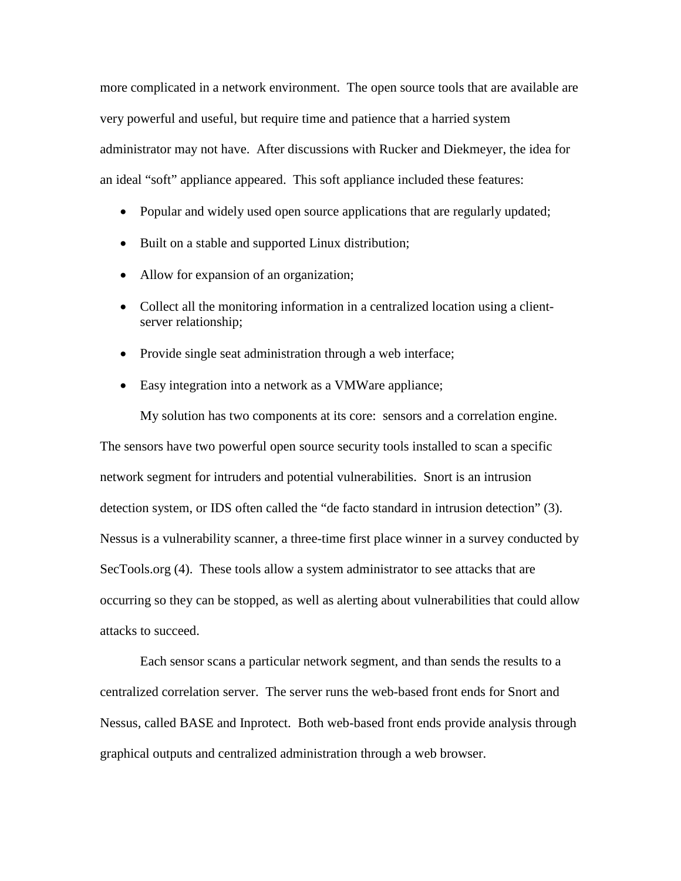more complicated in a network environment. The open source tools that are available are very powerful and useful, but require time and patience that a harried system administrator may not have. After discussions with Rucker and Diekmeyer, the idea for an ideal "soft" appliance appeared. This soft appliance included these features:

- Popular and widely used open source applications that are regularly updated;
- Built on a stable and supported Linux distribution;
- Allow for expansion of an organization;
- Collect all the monitoring information in a centralized location using a client-server relationship;
- Provide single seat administration through a web interface;
- Easy integration into a network as a VMWare appliance;

My solution has two components at its core: sensors and a correlation engine. The sensors have two powerful open source security tools installed to scan a specific network segment for intruders and potential vulnerabilities. Snort is an intrusion detection system, or IDS often called the "de facto standard in intrusion detection" (3). Nessus is a vulnerability scanner, a three-time first place winner in a survey conducted by SecTools.org (4). These tools allow a system administrator to see attacks that are occurring so they can be stopped, as well as alerting about vulnerabilities that could allow attacks to succeed.

Each sensor scans a particular network segment, and than sends the results to a centralized correlation server. The server runs the web-based front ends for Snort and Nessus, called BASE and Inprotect. Both web-based front ends provide analysis through graphical outputs and centralized administration through a web browser.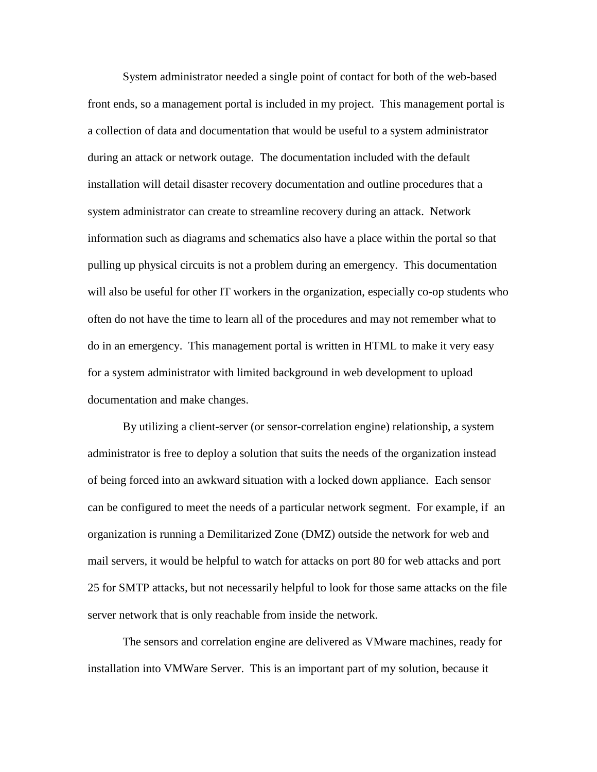System administrator needed a single point of contact for both of the web-based front ends, so a management portal is included in my project. This management portal is a collection of data and documentation that would be useful to a system administrator during an attack or network outage. The documentation included with the default installation will detail disaster recovery documentation and outline procedures that a system administrator can create to streamline recovery during an attack. Network information such as diagrams and schematics also have a place within the portal so that pulling up physical circuits is not a problem during an emergency. This documentation will also be useful for other IT workers in the organization, especially co-op students who often do not have the time to learn all of the procedures and may not remember what to do in an emergency. This management portal is written in HTML to make it very easy for a system administrator with limited background in web development to upload documentation and make changes.

By utilizing a client-server (or sensor-correlation engine) relationship, a system administrator is free to deploy a solution that suits the needs of the organization instead of being forced into an awkward situation with a locked down appliance. Each sensor can be configured to meet the needs of a particular network segment. For example, if an organization is running a Demilitarized Zone (DMZ) outside the network for web and mail servers, it would be helpful to watch for attacks on port 80 for web attacks and port 25 for SMTP attacks, but not necessarily helpful to look for those same attacks on the file server network that is only reachable from inside the network.

The sensors and correlation engine are delivered as VMware machines, ready for installation into VMWare Server. This is an important part of my solution, because it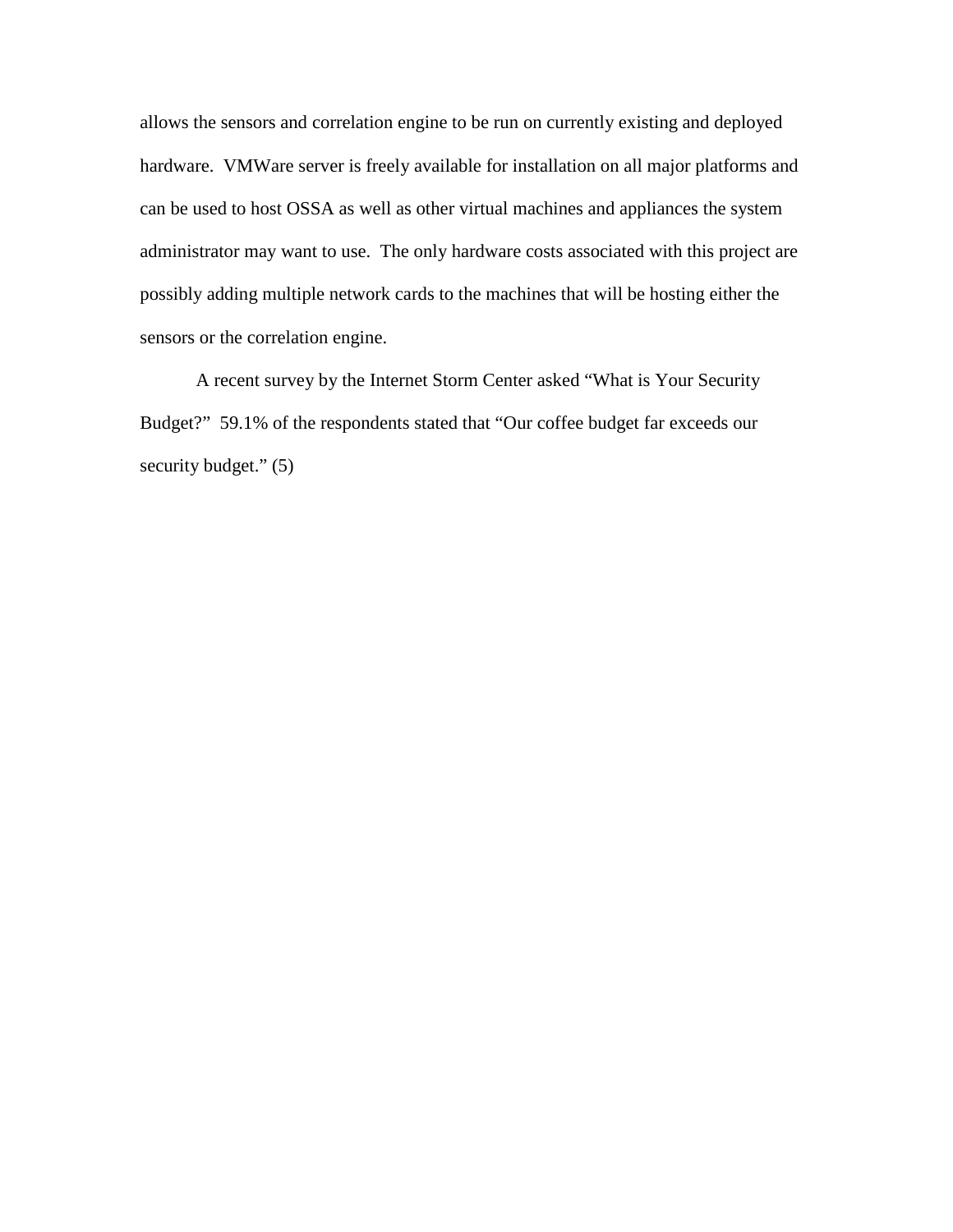allows the sensors and correlation engine to be run on currently existing and deployed hardware. VMWare server is freely available for installation on all major platforms and can be used to host OSSA as well as other virtual machines and appliances the system administrator may want to use. The only hardware costs associated with this project are possibly adding multiple network cards to the machines that will be hosting either the sensors or the correlation engine.

A recent survey by the Internet Storm Center asked "What is Your Security Budget?" 59.1% of the respondents stated that "Our coffee budget far exceeds our security budget." (5)